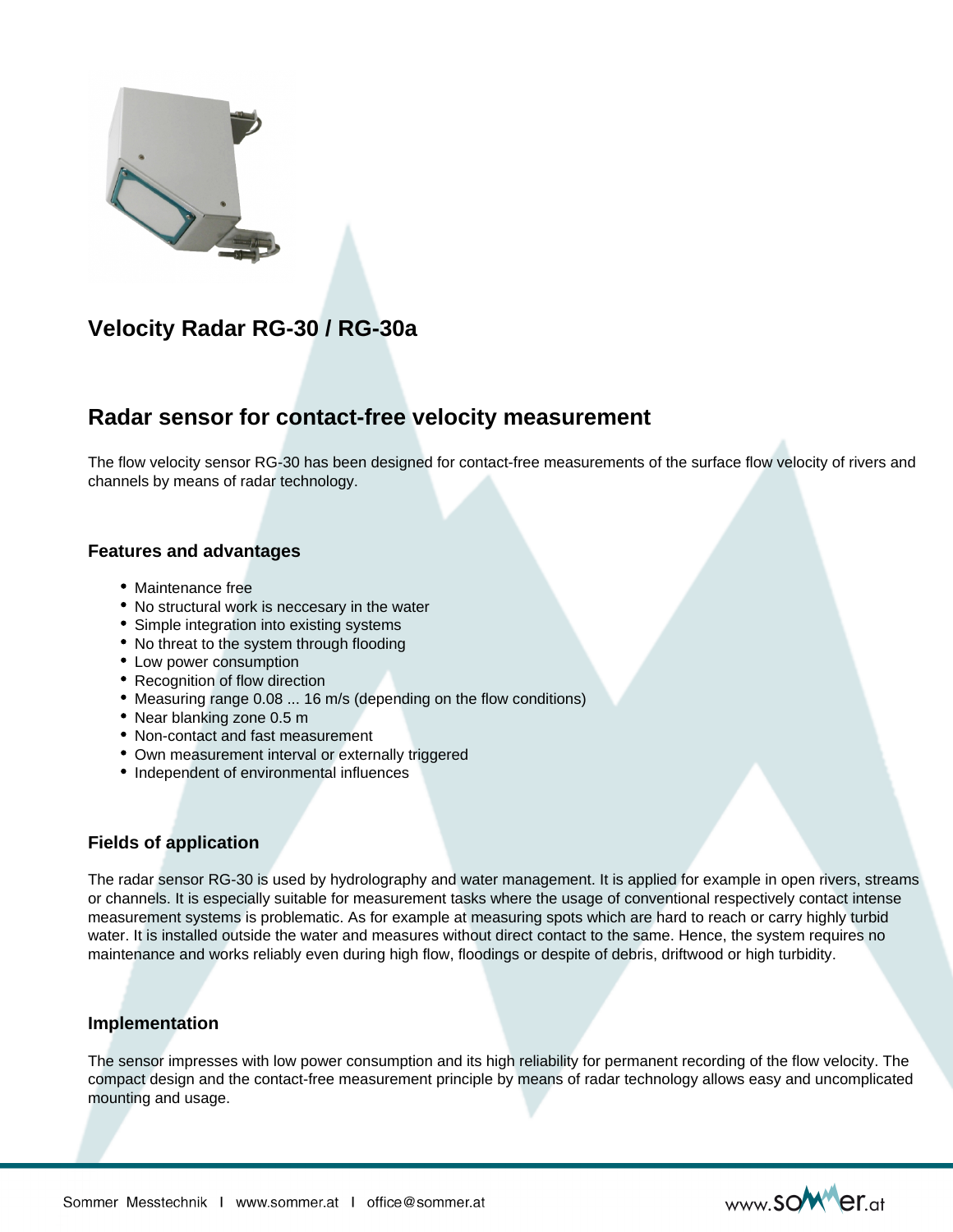# Velocity Radar RG-30 / RG-30a

## Radar sensor for contact-free velocity measurement

The flow velocity sensor RG-30 has been designed for contact-free measurements of the surface flow velocity of rivers and channels by means of radar technology.

### Features and advantages

- Maintenance free
- No structural work is neccesary in the water
- Simple integration into existing systems
- No threat to the system through flooding
- Low power consumption
- Recognition of flow direction
- Measuring range 0.08 ... 16 m/s (depending on the flow conditions)
- Near blanking zone 0.5 m
- Non-contact and fast measurement
- Own measurement interval or externally triggered
- Independent of environmental influences

### Fields of application

The radar sensor RG-30 is used by hydrolography and water management. It is applied for example in open rivers, streams or channels. It is especially suitable for measurement tasks where the usage of conventional respectively contact intense measurement systems is problematic. As for example at measuring spots which are hard to reach or carry highly turbid water. It is installed outside the water and measures without direct contact to the same. Hence, the system requires no maintenance and works reliably even during high flow, floodings or despite of debris, driftwood or high turbidity.

### Implementation

The sensor impresses with low power consumption and its high reliability for permanent recording of the flow velocity. The compact design and the contact-free measurement principle by means of radar technology allows easy and uncomplicated mounting and usage.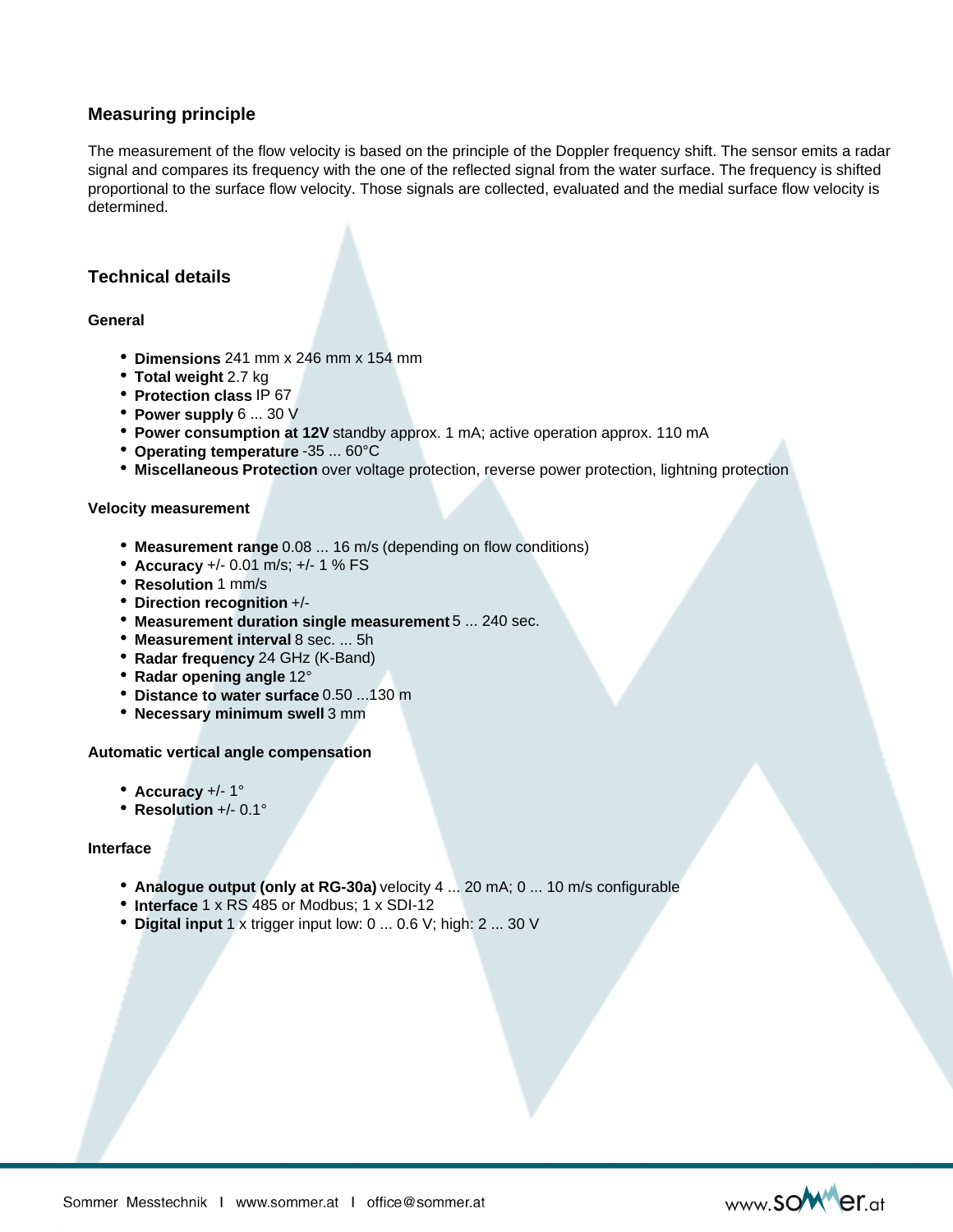## Measuring principle

The measurement of the flow velocity is based on the principle of the Doppler frequency shift. The sensor emits a radar signal and compares its frequency with the one of the reflected signal from the water surface. The frequency is shifted proportional to the surface flow velocity. Those signals are collected, evaluated and the medial surface flow velocity is determined.

## Technical details

### General

- **Dimensions** 241 mm x 246 mm x 154 mm
- **Total weight** 2.7 kg
- **Protection class** IP 67
- **Power supply** 6 ... 30 V
- **Power consumption at 12V** standby approx. 1 mA; active operation approx. 110 mA
- **Operating temperature** -35 ... 60°C
- **Miscellaneous Protection** over voltage protection, reverse power protection, lightning protection

### Velocity measurement

- **Measurement range** 0.08 ... 16 m/s (depending on flow conditions)
- **Accuracy** +/- 0.01 m/s; +/- 1 % FS
- **Resolution** 1 mm/s
- **Direction recognition** +/-
- **Measurement duration single measurement** 5 ... 240 sec.
- **Measurement interval** 8 sec. ... 5h
- **Radar frequency** 24 GHz (K-Band)
- **Radar opening angle** 12°
- **Distance to water surface** 0.50 ...130 m
- **Necessary minimum swell** 3 mm

### Automatic vertical angle compensation

- **Accuracy** +/- 1°
- **Resolution** +/- 0.1°

### Interface

- **Analogue output (only at RG-30a)** velocity 4 ... 20 mA; 0 ... 10 m/s configurable
- **Interface** 1 x RS 485 or Modbus; 1 x SDI-12
- **Digital input** 1 x trigger input low: 0 ... 0.6 V; high: 2 ... 30 V